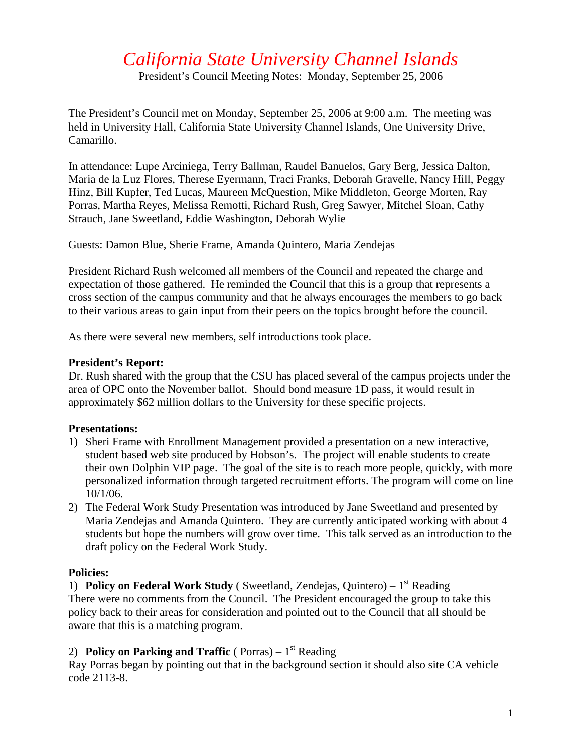# *California State University Channel Islands*

President's Council Meeting Notes: Monday, September 25, 2006

The President's Council met on Monday, September 25, 2006 at 9:00 a.m. The meeting was held in University Hall, California State University Channel Islands, One University Drive, Camarillo.

In attendance: Lupe Arciniega, Terry Ballman, Raudel Banuelos, Gary Berg, Jessica Dalton, Maria de la Luz Flores, Therese Eyermann, Traci Franks, Deborah Gravelle, Nancy Hill, Peggy Hinz, Bill Kupfer, Ted Lucas, Maureen McQuestion, Mike Middleton, George Morten, Ray Porras, Martha Reyes, Melissa Remotti, Richard Rush, Greg Sawyer, Mitchel Sloan, Cathy Strauch, Jane Sweetland, Eddie Washington, Deborah Wylie

Guests: Damon Blue, Sherie Frame, Amanda Quintero, Maria Zendejas

President Richard Rush welcomed all members of the Council and repeated the charge and expectation of those gathered. He reminded the Council that this is a group that represents a cross section of the campus community and that he always encourages the members to go back to their various areas to gain input from their peers on the topics brought before the council.

As there were several new members, self introductions took place.

**President's Report:**

Dr. Rush shared with the group that the CSU has placed several of the campus projects under the area of OPC onto the November ballot. Should bond measure 1D pass, it would result in approximately $62 million dollars to the University for these specific projects.

**Presentations:**

1) Sheri Frame with Enrollment Management provided a presentation on a new interactive, student based web site produced by Hobson's. The project will enable students to create their own Dolphin VIP page. The goal of the site is to reach more people, quickly, with more personalized information through targeted recruitment efforts. The program will come on line 10/1/06.
2) The Federal Work Study Presentation was introduced by Jane Sweetland and presented by Maria Zendejas and Amanda Quintero. They are currently anticipated working with about 4 students but hope the numbers will grow over time. This talk served as an introduction to the draft policy on the Federal Work Study.

**Policies:**

1) **Policy on Federal Work Study** ( Sweetland, Zendejas, Quintero) – 1st Reading
There were no comments from the Council. The President encouraged the group to take this policy back to their areas for consideration and pointed out to the Council that all should be aware that this is a matching program.

2) **Policy on Parking and Traffic** ( Porras) – 1st Reading
Ray Porras began by pointing out that in the background section it should also site CA vehicle code 2113-8.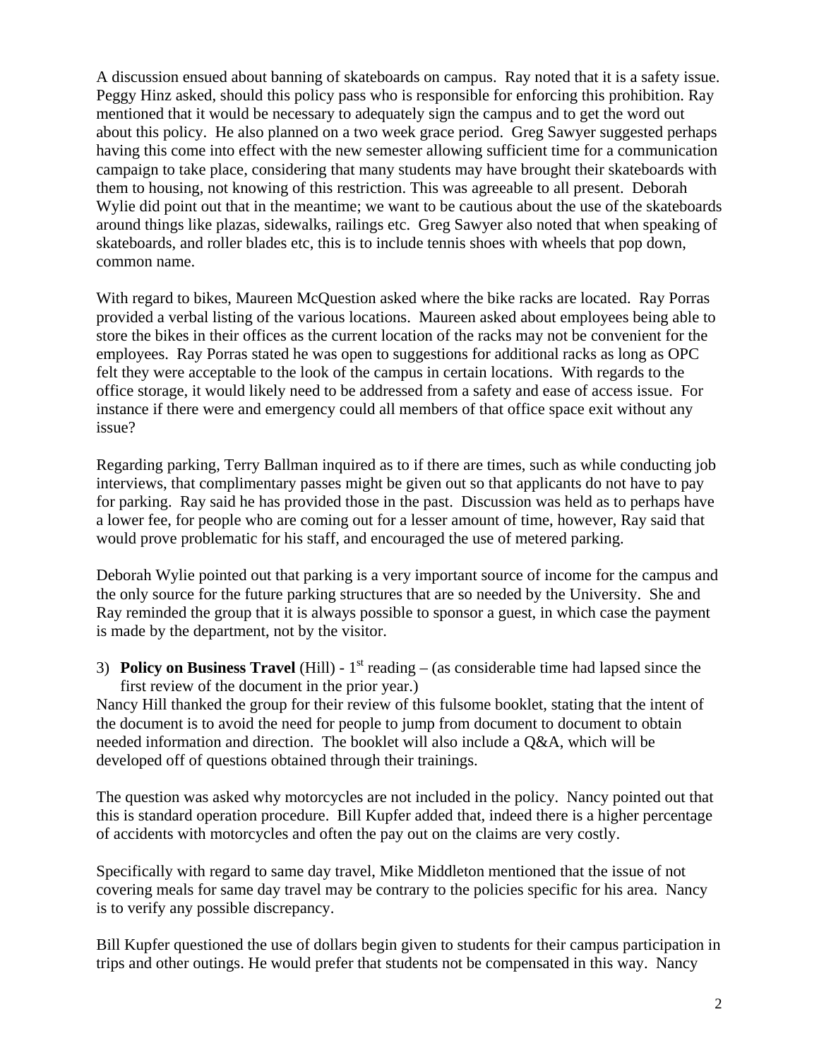A discussion ensued about banning of skateboards on campus. Ray noted that it is a safety issue. Peggy Hinz asked, should this policy pass who is responsible for enforcing this prohibition. Ray mentioned that it would be necessary to adequately sign the campus and to get the word out about this policy. He also planned on a two week grace period. Greg Sawyer suggested perhaps having this come into effect with the new semester allowing sufficient time for a communication campaign to take place, considering that many students may have brought their skateboards with them to housing, not knowing of this restriction. This was agreeable to all present. Deborah Wylie did point out that in the meantime; we want to be cautious about the use of the skateboards around things like plazas, sidewalks, railings etc. Greg Sawyer also noted that when speaking of skateboards, and roller blades etc, this is to include tennis shoes with wheels that pop down, common name.

With regard to bikes, Maureen McQuestion asked where the bike racks are located. Ray Porras provided a verbal listing of the various locations. Maureen asked about employees being able to store the bikes in their offices as the current location of the racks may not be convenient for the employees. Ray Porras stated he was open to suggestions for additional racks as long as OPC felt they were acceptable to the look of the campus in certain locations. With regards to the office storage, it would likely need to be addressed from a safety and ease of access issue. For instance if there were and emergency could all members of that office space exit without any issue?

Regarding parking, Terry Ballman inquired as to if there are times, such as while conducting job interviews, that complimentary passes might be given out so that applicants do not have to pay for parking. Ray said he has provided those in the past. Discussion was held as to perhaps have a lower fee, for people who are coming out for a lesser amount of time, however, Ray said that would prove problematic for his staff, and encouraged the use of metered parking.

Deborah Wylie pointed out that parking is a very important source of income for the campus and the only source for the future parking structures that are so needed by the University. She and Ray reminded the group that it is always possible to sponsor a guest, in which case the payment is made by the department, not by the visitor.

3) **Policy on Business Travel** (Hill) - 1st reading – (as considerable time had lapsed since the first review of the document in the prior year.)

Nancy Hill thanked the group for their review of this fulsome booklet, stating that the intent of the document is to avoid the need for people to jump from document to document to obtain needed information and direction. The booklet will also include a Q&A, which will be developed off of questions obtained through their trainings.

The question was asked why motorcycles are not included in the policy. Nancy pointed out that this is standard operation procedure. Bill Kupfer added that, indeed there is a higher percentage of accidents with motorcycles and often the pay out on the claims are very costly.

Specifically with regard to same day travel, Mike Middleton mentioned that the issue of not covering meals for same day travel may be contrary to the policies specific for his area. Nancy is to verify any possible discrepancy.

Bill Kupfer questioned the use of dollars begin given to students for their campus participation in trips and other outings. He would prefer that students not be compensated in this way. Nancy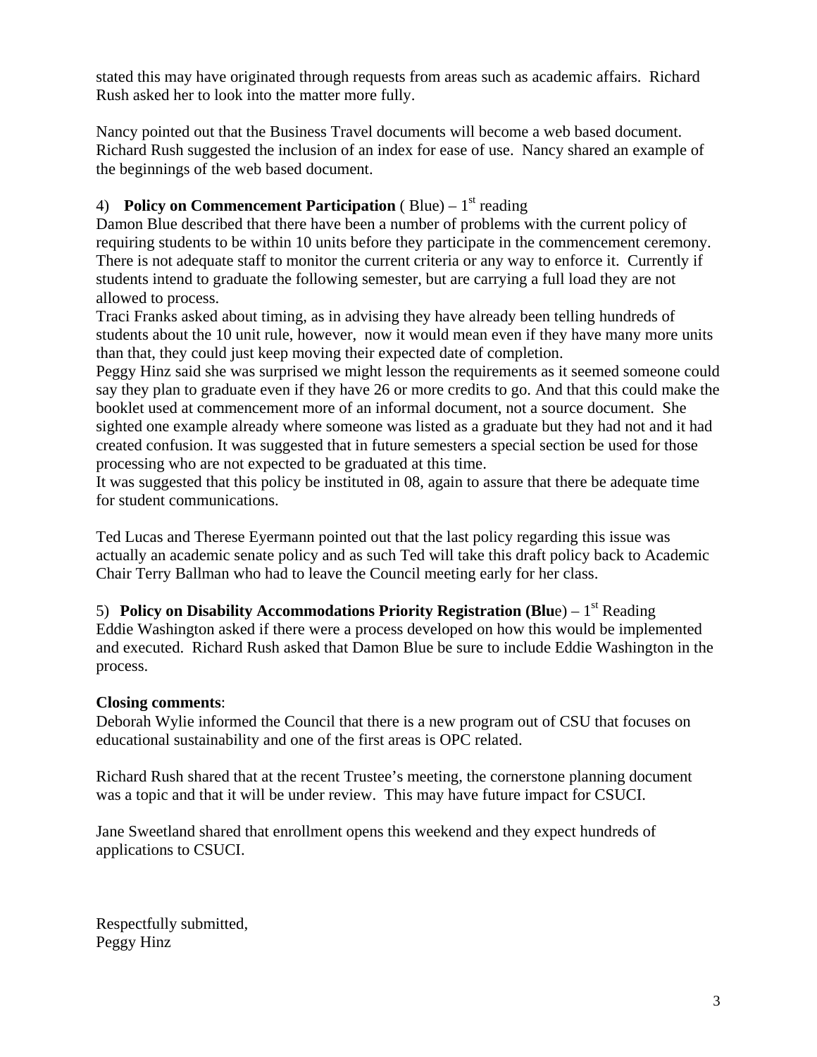stated this may have originated through requests from areas such as academic affairs. Richard Rush asked her to look into the matter more fully.

Nancy pointed out that the Business Travel documents will become a web based document. Richard Rush suggested the inclusion of an index for ease of use. Nancy shared an example of the beginnings of the web based document.

4) **Policy on Commencement Participation** ( Blue) – 1st reading

Damon Blue described that there have been a number of problems with the current policy of requiring students to be within 10 units before they participate in the commencement ceremony. There is not adequate staff to monitor the current criteria or any way to enforce it. Currently if students intend to graduate the following semester, but are carrying a full load they are not allowed to process.

Traci Franks asked about timing, as in advising they have already been telling hundreds of students about the 10 unit rule, however, now it would mean even if they have many more units than that, they could just keep moving their expected date of completion.

Peggy Hinz said she was surprised we might lesson the requirements as it seemed someone could say they plan to graduate even if they have 26 or more credits to go. And that this could make the booklet used at commencement more of an informal document, not a source document. She sighted one example already where someone was listed as a graduate but they had not and it had created confusion. It was suggested that in future semesters a special section be used for those processing who are not expected to be graduated at this time.

It was suggested that this policy be instituted in 08, again to assure that there be adequate time for student communications.

Ted Lucas and Therese Eyermann pointed out that the last policy regarding this issue was actually an academic senate policy and as such Ted will take this draft policy back to Academic Chair Terry Ballman who had to leave the Council meeting early for her class.

5) **Policy on Disability Accommodations Priority Registration (Blu**e) – 1st Reading

Eddie Washington asked if there were a process developed on how this would be implemented and executed. Richard Rush asked that Damon Blue be sure to include Eddie Washington in the process.

**Closing comments**:

Deborah Wylie informed the Council that there is a new program out of CSU that focuses on educational sustainability and one of the first areas is OPC related.

Richard Rush shared that at the recent Trustee's meeting, the cornerstone planning document was a topic and that it will be under review. This may have future impact for CSUCI.

Jane Sweetland shared that enrollment opens this weekend and they expect hundreds of applications to CSUCI.

Respectfully submitted,
Peggy Hinz